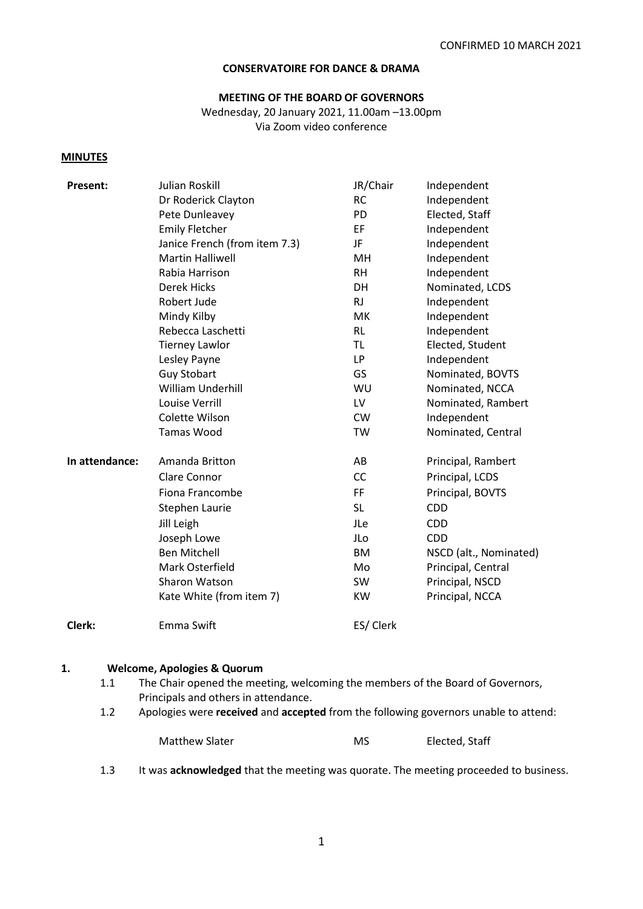CONFIRMED 10 MARCH 2021

**CONSERVATOIRE FOR DANCE & DRAMA**

**MEETING OF THE BOARD OF GOVERNORS**

Wednesday, 20 January 2021, 11.00am –13.00pm

Via Zoom video conference

**MINUTES**

| | | | |
|---|---|---|---|
| **Present:** | Julian Roskill | JR/Chair | Independent |
| | Dr Roderick Clayton | RC | Independent |
| | Pete Dunleavey | PD | Elected, Staff |
| | Emily Fletcher | EF | Independent |
| | Janice French (from item 7.3) | JF | Independent |
| | Martin Halliwell | MH | Independent |
| | Rabia Harrison | RH | Independent |
| | Derek Hicks | DH | Nominated, LCDS |
| | Robert Jude | RJ | Independent |
| | Mindy Kilby | MK | Independent |
| | Rebecca Laschetti | RL | Independent |
| | Tierney Lawlor | TL | Elected, Student |
| | Lesley Payne | LP | Independent |
| | Guy Stobart | GS | Nominated, BOVTS |
| | William Underhill | WU | Nominated, NCCA |
| | Louise Verrill | LV | Nominated, Rambert |
| | Colette Wilson | CW | Independent |
| | Tamas Wood | TW | Nominated, Central |
| **In attendance:** | Amanda Britton | AB | Principal, Rambert |
| | Clare Connor | CC | Principal, LCDS |
| | Fiona Francombe | FF | Principal, BOVTS |
| | Stephen Laurie | SL | CDD |
| | Jill Leigh | JLe | CDD |
| | Joseph Lowe | JLo | CDD |
| | Ben Mitchell | BM | NSCD (alt., Nominated) |
| | Mark Osterfield | Mo | Principal, Central |
| | Sharon Watson | SW | Principal, NSCD |
| | Kate White (from item 7) | KW | Principal, NCCA |
| **Clerk:** | Emma Swift | ES/ Clerk | |

**1. Welcome, Apologies & Quorum**

1.1 The Chair opened the meeting, welcoming the members of the Board of Governors, Principals and others in attendance.

1.2 Apologies were **received** and **accepted** from the following governors unable to attend:

| | | |
|---|---|---|
| Matthew Slater | MS | Elected, Staff |

1.3 It was **acknowledged** that the meeting was quorate. The meeting proceeded to business.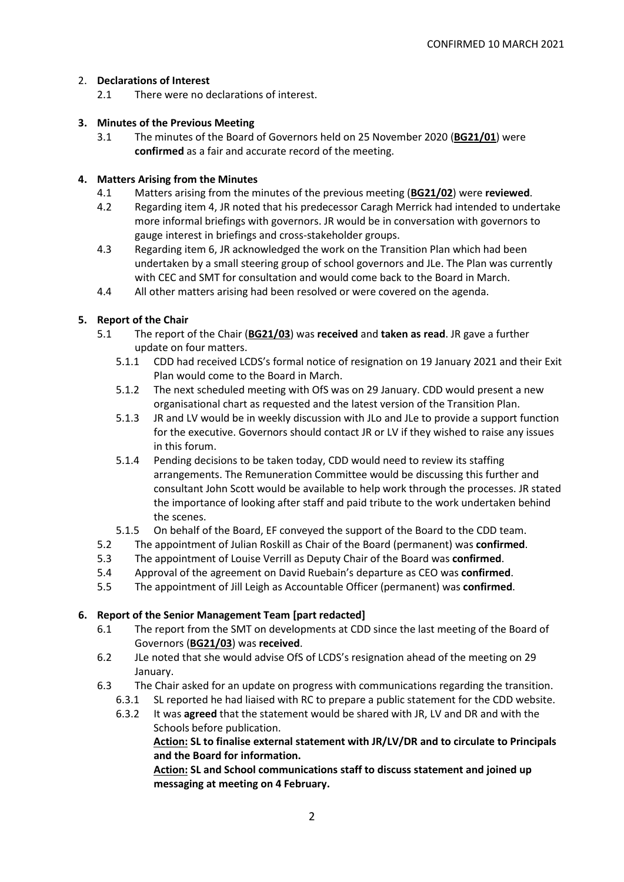CONFIRMED 10 MARCH 2021

2. **Declarations of Interest**
   2.1 There were no declarations of interest.

**3. Minutes of the Previous Meeting**
   3.1 The minutes of the Board of Governors held on 25 November 2020 (**BG21/01**) were **confirmed** as a fair and accurate record of the meeting.

**4. Matters Arising from the Minutes**
   4.1 Matters arising from the minutes of the previous meeting (**BG21/02**) were **reviewed**.
   4.2 Regarding item 4, JR noted that his predecessor Caragh Merrick had intended to undertake more informal briefings with governors. JR would be in conversation with governors to gauge interest in briefings and cross-stakeholder groups.
   4.3 Regarding item 6, JR acknowledged the work on the Transition Plan which had been undertaken by a small steering group of school governors and JLe. The Plan was currently with CEC and SMT for consultation and would come back to the Board in March.
   4.4 All other matters arising had been resolved or were covered on the agenda.

**5. Report of the Chair**
   5.1 The report of the Chair (**BG21/03**) was **received** and **taken as read**. JR gave a further update on four matters.
      5.1.1 CDD had received LCDS's formal notice of resignation on 19 January 2021 and their Exit Plan would come to the Board in March.
      5.1.2 The next scheduled meeting with OfS was on 29 January. CDD would present a new organisational chart as requested and the latest version of the Transition Plan.
      5.1.3 JR and LV would be in weekly discussion with JLo and JLe to provide a support function for the executive. Governors should contact JR or LV if they wished to raise any issues in this forum.
      5.1.4 Pending decisions to be taken today, CDD would need to review its staffing arrangements. The Remuneration Committee would be discussing this further and consultant John Scott would be available to help work through the processes. JR stated the importance of looking after staff and paid tribute to the work undertaken behind the scenes.
      5.1.5 On behalf of the Board, EF conveyed the support of the Board to the CDD team.
   5.2 The appointment of Julian Roskill as Chair of the Board (permanent) was **confirmed**.
   5.3 The appointment of Louise Verrill as Deputy Chair of the Board was **confirmed**.
   5.4 Approval of the agreement on David Ruebain's departure as CEO was **confirmed**.
   5.5 The appointment of Jill Leigh as Accountable Officer (permanent) was **confirmed**.

**6. Report of the Senior Management Team [part redacted]**
   6.1 The report from the SMT on developments at CDD since the last meeting of the Board of Governors (**BG21/03**) was **received**.
   6.2 JLe noted that she would advise OfS of LCDS's resignation ahead of the meeting on 29 January.
   6.3 The Chair asked for an update on progress with communications regarding the transition.
      6.3.1 SL reported he had liaised with RC to prepare a public statement for the CDD website.
      6.3.2 It was **agreed** that the statement would be shared with JR, LV and DR and with the Schools before publication.

      **Action: SL to finalise external statement with JR/LV/DR and to circulate to Principals and the Board for information.**

      **Action: SL and School communications staff to discuss statement and joined up messaging at meeting on 4 February.**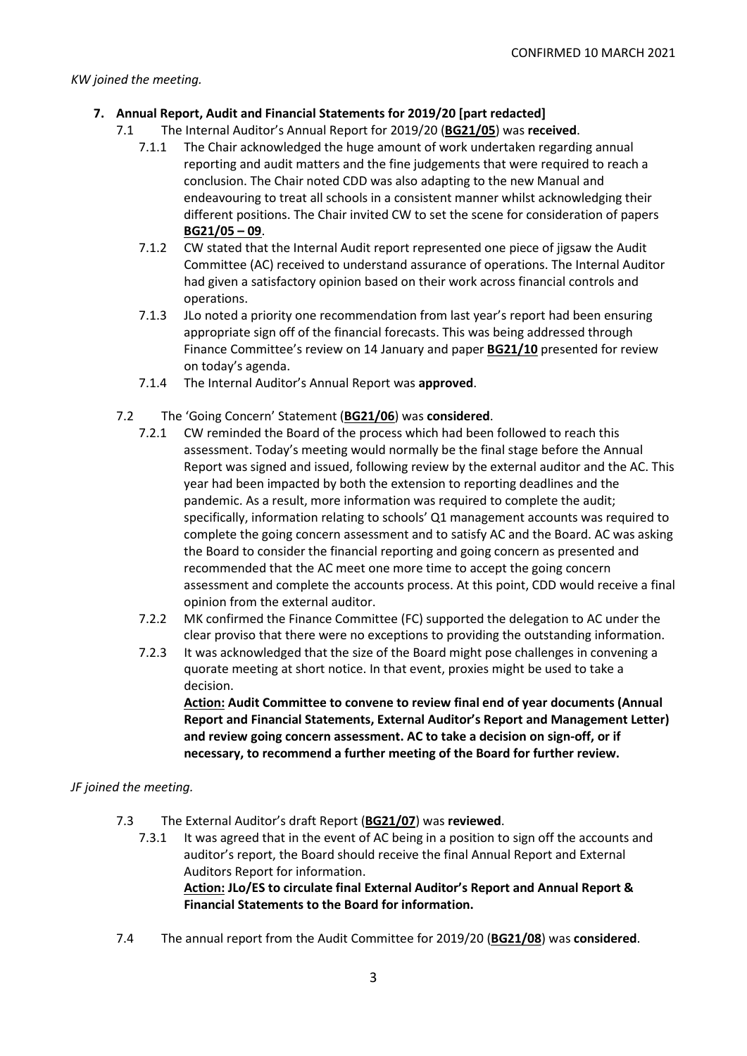*KW joined the meeting.*

**7. Annual Report, Audit and Financial Statements for 2019/20 [part redacted]**

7.1 The Internal Auditor's Annual Report for 2019/20 (**BG21/05**) was **received**.

7.1.1 The Chair acknowledged the huge amount of work undertaken regarding annual reporting and audit matters and the fine judgements that were required to reach a conclusion. The Chair noted CDD was also adapting to the new Manual and endeavouring to treat all schools in a consistent manner whilst acknowledging their different positions. The Chair invited CW to set the scene for consideration of papers **BG21/05 – 09**.

7.1.2 CW stated that the Internal Audit report represented one piece of jigsaw the Audit Committee (AC) received to understand assurance of operations. The Internal Auditor had given a satisfactory opinion based on their work across financial controls and operations.

7.1.3 JLo noted a priority one recommendation from last year's report had been ensuring appropriate sign off of the financial forecasts. This was being addressed through Finance Committee's review on 14 January and paper **BG21/10** presented for review on today's agenda.

7.1.4 The Internal Auditor's Annual Report was **approved**.

7.2 The 'Going Concern' Statement (**BG21/06**) was **considered**.

7.2.1 CW reminded the Board of the process which had been followed to reach this assessment. Today's meeting would normally be the final stage before the Annual Report was signed and issued, following review by the external auditor and the AC. This year had been impacted by both the extension to reporting deadlines and the pandemic. As a result, more information was required to complete the audit; specifically, information relating to schools' Q1 management accounts was required to complete the going concern assessment and to satisfy AC and the Board. AC was asking the Board to consider the financial reporting and going concern as presented and recommended that the AC meet one more time to accept the going concern assessment and complete the accounts process. At this point, CDD would receive a final opinion from the external auditor.

7.2.2 MK confirmed the Finance Committee (FC) supported the delegation to AC under the clear proviso that there were no exceptions to providing the outstanding information.

7.2.3 It was acknowledged that the size of the Board might pose challenges in convening a quorate meeting at short notice. In that event, proxies might be used to take a decision.

**Action: Audit Committee to convene to review final end of year documents (Annual Report and Financial Statements, External Auditor's Report and Management Letter) and review going concern assessment. AC to take a decision on sign-off, or if necessary, to recommend a further meeting of the Board for further review.**

*JF joined the meeting.*

7.3 The External Auditor's draft Report (**BG21/07**) was **reviewed**.

7.3.1 It was agreed that in the event of AC being in a position to sign off the accounts and auditor's report, the Board should receive the final Annual Report and External Auditors Report for information.

**Action: JLo/ES to circulate final External Auditor's Report and Annual Report & Financial Statements to the Board for information.**

7.4 The annual report from the Audit Committee for 2019/20 (**BG21/08**) was **considered**.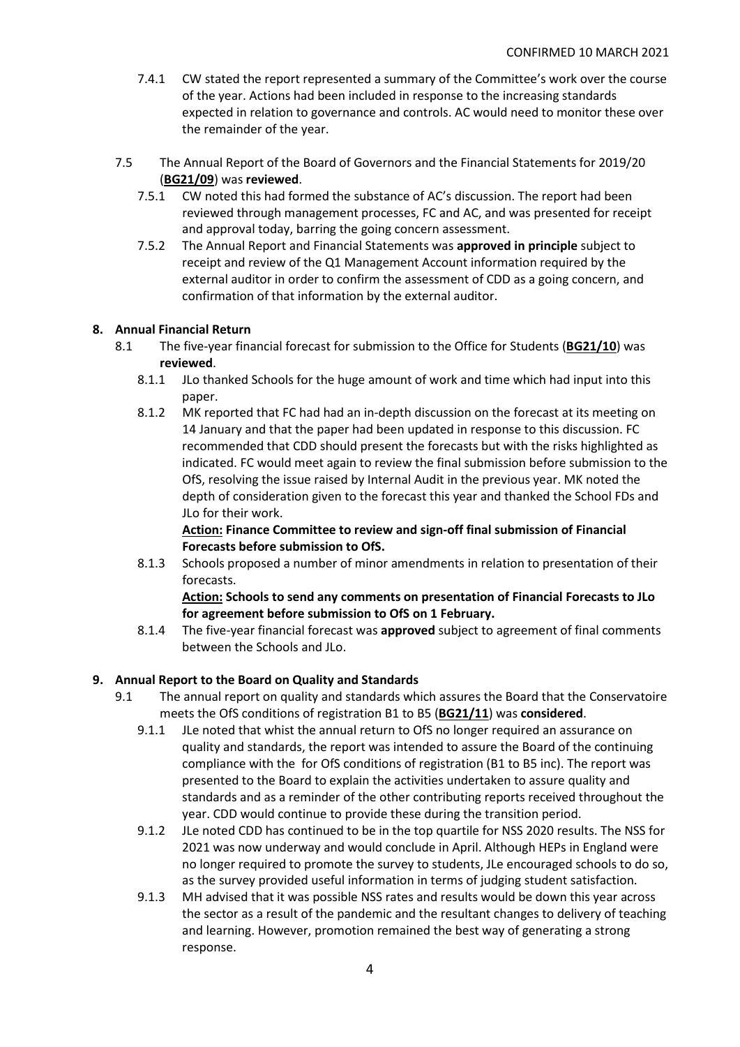7.4.1 CW stated the report represented a summary of the Committee's work over the course of the year. Actions had been included in response to the increasing standards expected in relation to governance and controls. AC would need to monitor these over the remainder of the year.

7.5 The Annual Report of the Board of Governors and the Financial Statements for 2019/20 (**BG21/09**) was **reviewed**.

7.5.1 CW noted this had formed the substance of AC's discussion. The report had been reviewed through management processes, FC and AC, and was presented for receipt and approval today, barring the going concern assessment.

7.5.2 The Annual Report and Financial Statements was **approved in principle** subject to receipt and review of the Q1 Management Account information required by the external auditor in order to confirm the assessment of CDD as a going concern, and confirmation of that information by the external auditor.

## 8. Annual Financial Return

8.1 The five-year financial forecast for submission to the Office for Students (**BG21/10**) was **reviewed**.

8.1.1 JLo thanked Schools for the huge amount of work and time which had input into this paper.

8.1.2 MK reported that FC had had an in-depth discussion on the forecast at its meeting on 14 January and that the paper had been updated in response to this discussion. FC recommended that CDD should present the forecasts but with the risks highlighted as indicated. FC would meet again to review the final submission before submission to the OfS, resolving the issue raised by Internal Audit in the previous year. MK noted the depth of consideration given to the forecast this year and thanked the School FDs and JLo for their work.

**Action: Finance Committee to review and sign-off final submission of Financial Forecasts before submission to OfS.**

8.1.3 Schools proposed a number of minor amendments in relation to presentation of their forecasts.

**Action: Schools to send any comments on presentation of Financial Forecasts to JLo for agreement before submission to OfS on 1 February.**

8.1.4 The five-year financial forecast was **approved** subject to agreement of final comments between the Schools and JLo.

## 9. Annual Report to the Board on Quality and Standards

9.1 The annual report on quality and standards which assures the Board that the Conservatoire meets the OfS conditions of registration B1 to B5 (**BG21/11**) was **considered**.

9.1.1 JLe noted that whist the annual return to OfS no longer required an assurance on quality and standards, the report was intended to assure the Board of the continuing compliance with the for OfS conditions of registration (B1 to B5 inc). The report was presented to the Board to explain the activities undertaken to assure quality and standards and as a reminder of the other contributing reports received throughout the year. CDD would continue to provide these during the transition period.

9.1.2 JLe noted CDD has continued to be in the top quartile for NSS 2020 results. The NSS for 2021 was now underway and would conclude in April. Although HEPs in England were no longer required to promote the survey to students, JLe encouraged schools to do so, as the survey provided useful information in terms of judging student satisfaction.

9.1.3 MH advised that it was possible NSS rates and results would be down this year across the sector as a result of the pandemic and the resultant changes to delivery of teaching and learning. However, promotion remained the best way of generating a strong response.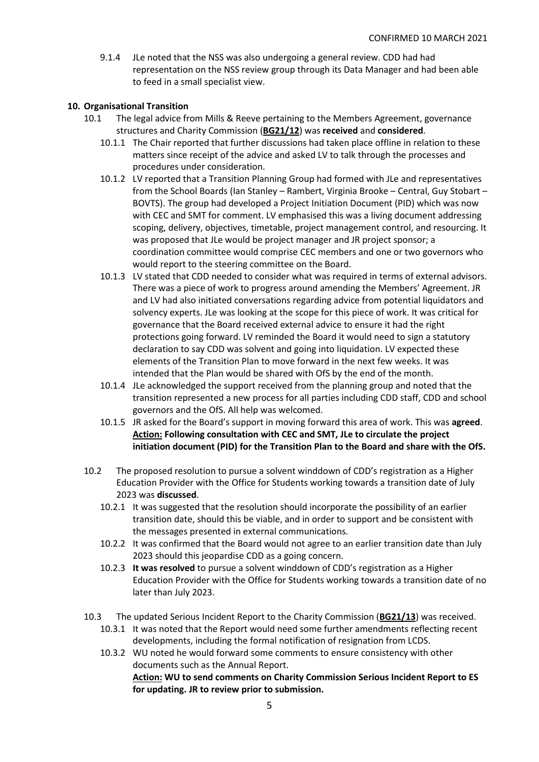9.1.4 JLe noted that the NSS was also undergoing a general review. CDD had had representation on the NSS review group through its Data Manager and had been able to feed in a small specialist view.

## 10. Organisational Transition

10.1 The legal advice from Mills & Reeve pertaining to the Members Agreement, governance structures and Charity Commission (**BG21/12**) was **received** and **considered**.

10.1.1 The Chair reported that further discussions had taken place offline in relation to these matters since receipt of the advice and asked LV to talk through the processes and procedures under consideration.

10.1.2 LV reported that a Transition Planning Group had formed with JLe and representatives from the School Boards (Ian Stanley – Rambert, Virginia Brooke – Central, Guy Stobart – BOVTS). The group had developed a Project Initiation Document (PID) which was now with CEC and SMT for comment. LV emphasised this was a living document addressing scoping, delivery, objectives, timetable, project management control, and resourcing. It was proposed that JLe would be project manager and JR project sponsor; a coordination committee would comprise CEC members and one or two governors who would report to the steering committee on the Board.

10.1.3 LV stated that CDD needed to consider what was required in terms of external advisors. There was a piece of work to progress around amending the Members' Agreement. JR and LV had also initiated conversations regarding advice from potential liquidators and solvency experts. JLe was looking at the scope for this piece of work. It was critical for governance that the Board received external advice to ensure it had the right protections going forward. LV reminded the Board it would need to sign a statutory declaration to say CDD was solvent and going into liquidation. LV expected these elements of the Transition Plan to move forward in the next few weeks. It was intended that the Plan would be shared with OfS by the end of the month.

10.1.4 JLe acknowledged the support received from the planning group and noted that the transition represented a new process for all parties including CDD staff, CDD and school governors and the OfS. All help was welcomed.

10.1.5 JR asked for the Board's support in moving forward this area of work. This was **agreed**.
**Action: Following consultation with CEC and SMT, JLe to circulate the project initiation document (PID) for the Transition Plan to the Board and share with the OfS.**

10.2 The proposed resolution to pursue a solvent winddown of CDD's registration as a Higher Education Provider with the Office for Students working towards a transition date of July 2023 was **discussed**.

10.2.1 It was suggested that the resolution should incorporate the possibility of an earlier transition date, should this be viable, and in order to support and be consistent with the messages presented in external communications.

10.2.2 It was confirmed that the Board would not agree to an earlier transition date than July 2023 should this jeopardise CDD as a going concern.

10.2.3 **It was resolved** to pursue a solvent winddown of CDD's registration as a Higher Education Provider with the Office for Students working towards a transition date of no later than July 2023.

10.3 The updated Serious Incident Report to the Charity Commission (**BG21/13**) was received.

10.3.1 It was noted that the Report would need some further amendments reflecting recent developments, including the formal notification of resignation from LCDS.

10.3.2 WU noted he would forward some comments to ensure consistency with other documents such as the Annual Report.
**Action: WU to send comments on Charity Commission Serious Incident Report to ES for updating. JR to review prior to submission.**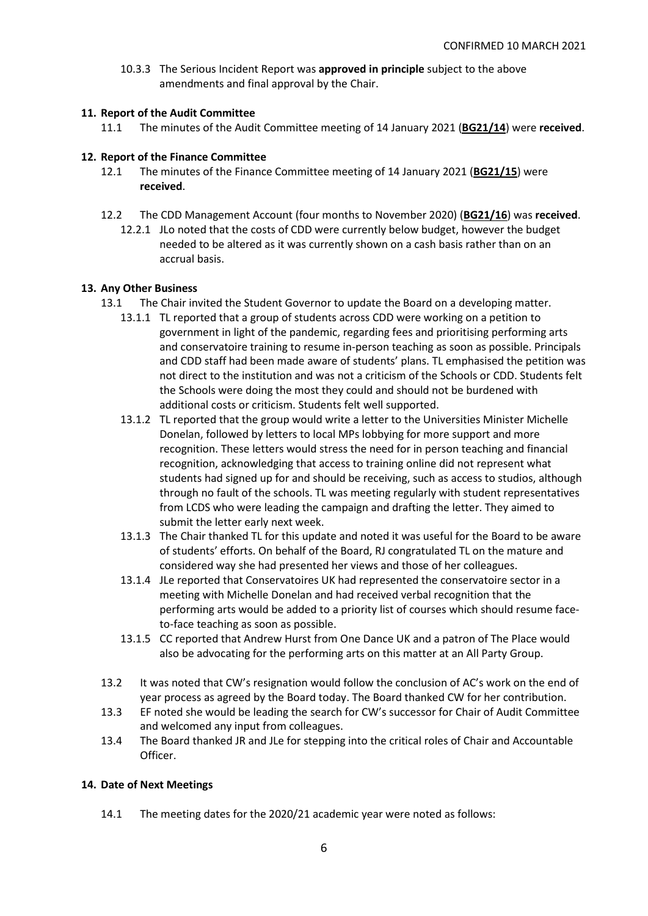10.3.3 The Serious Incident Report was **approved in principle** subject to the above amendments and final approval by the Chair.

**11. Report of the Audit Committee**

11.1 The minutes of the Audit Committee meeting of 14 January 2021 (**BG21/14**) were **received**.

**12. Report of the Finance Committee**

12.1 The minutes of the Finance Committee meeting of 14 January 2021 (**BG21/15**) were **received**.

12.2 The CDD Management Account (four months to November 2020) (**BG21/16**) was **received**.

12.2.1 JLo noted that the costs of CDD were currently below budget, however the budget needed to be altered as it was currently shown on a cash basis rather than on an accrual basis.

**13. Any Other Business**

13.1 The Chair invited the Student Governor to update the Board on a developing matter.

13.1.1 TL reported that a group of students across CDD were working on a petition to government in light of the pandemic, regarding fees and prioritising performing arts and conservatoire training to resume in-person teaching as soon as possible. Principals and CDD staff had been made aware of students' plans. TL emphasised the petition was not direct to the institution and was not a criticism of the Schools or CDD. Students felt the Schools were doing the most they could and should not be burdened with additional costs or criticism. Students felt well supported.

13.1.2 TL reported that the group would write a letter to the Universities Minister Michelle Donelan, followed by letters to local MPs lobbying for more support and more recognition. These letters would stress the need for in person teaching and financial recognition, acknowledging that access to training online did not represent what students had signed up for and should be receiving, such as access to studios, although through no fault of the schools. TL was meeting regularly with student representatives from LCDS who were leading the campaign and drafting the letter. They aimed to submit the letter early next week.

13.1.3 The Chair thanked TL for this update and noted it was useful for the Board to be aware of students' efforts. On behalf of the Board, RJ congratulated TL on the mature and considered way she had presented her views and those of her colleagues.

13.1.4 JLe reported that Conservatoires UK had represented the conservatoire sector in a meeting with Michelle Donelan and had received verbal recognition that the performing arts would be added to a priority list of courses which should resume face-to-face teaching as soon as possible.

13.1.5 CC reported that Andrew Hurst from One Dance UK and a patron of The Place would also be advocating for the performing arts on this matter at an All Party Group.

13.2 It was noted that CW's resignation would follow the conclusion of AC's work on the end of year process as agreed by the Board today. The Board thanked CW for her contribution.

13.3 EF noted she would be leading the search for CW's successor for Chair of Audit Committee and welcomed any input from colleagues.

13.4 The Board thanked JR and JLe for stepping into the critical roles of Chair and Accountable Officer.

**14. Date of Next Meetings**

14.1 The meeting dates for the 2020/21 academic year were noted as follows: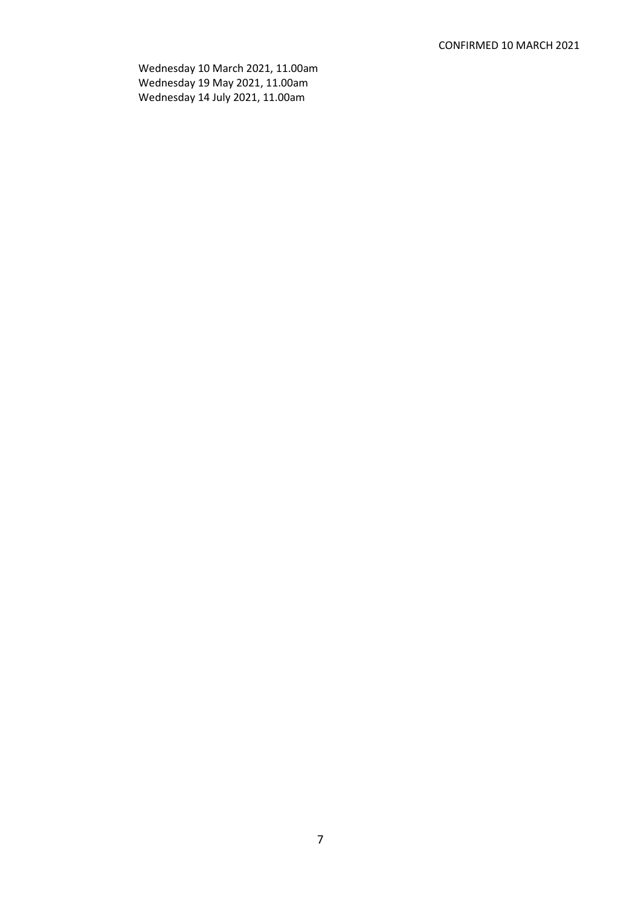Wednesday 10 March 2021, 11.00am
Wednesday 19 May 2021, 11.00am
Wednesday 14 July 2021, 11.00am